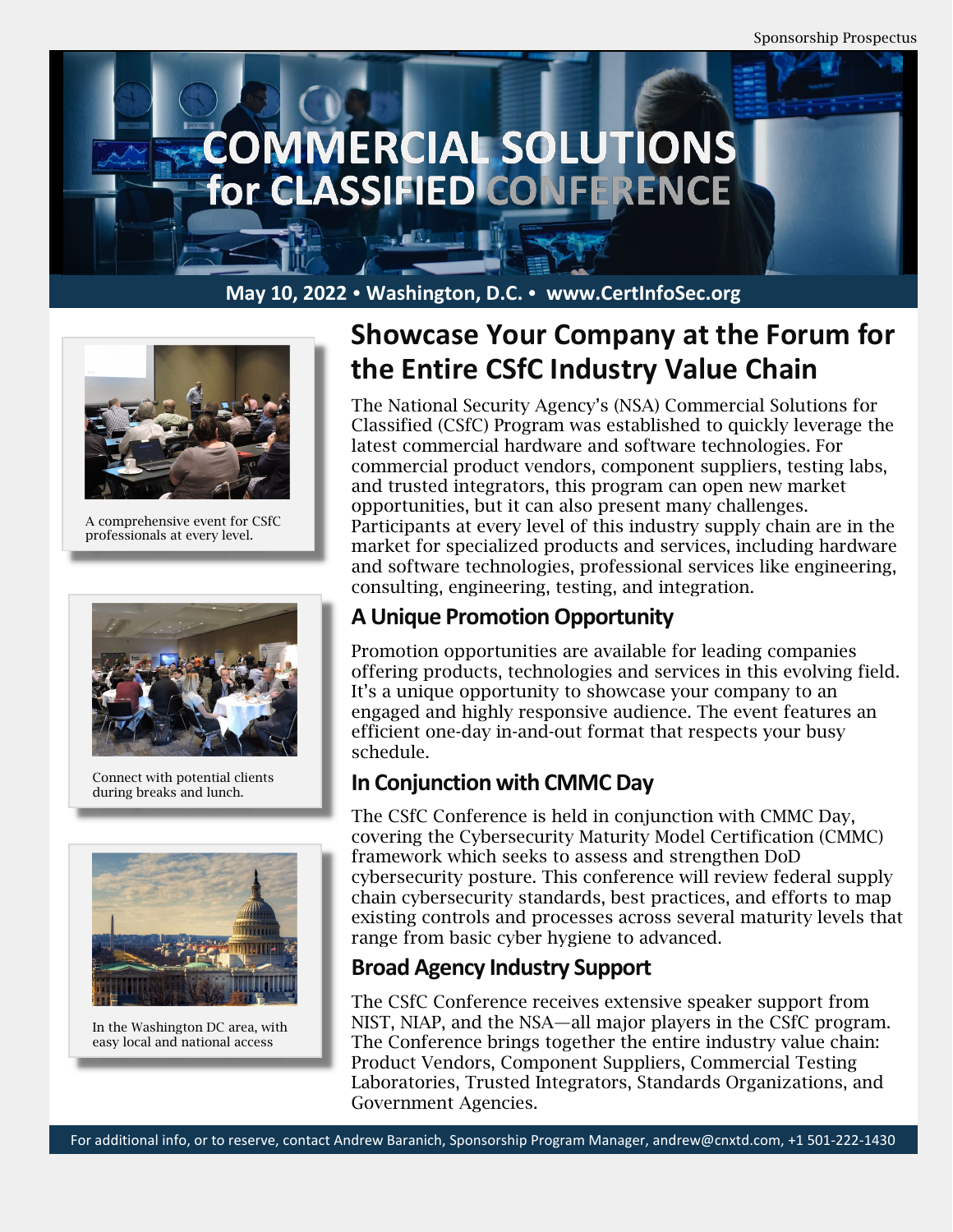# COMMERCIAL SOLUTIONS for CLASSIFIED CONFERENCE

**May 10, 2022 • Washington, D.C. • www.CertInfoSec.org**

A comprehensive event for CSfC professionals at every level.

Connect with potential clients during breaks and lunch.

In the Washington DC area, with easy local and national access

## Showcase Your Company at the Forum for the Entire CSfC Industry Value Chain

The National Security Agency's (NSA) Commercial Solutions for Classified (CSfC) Program was established to quickly leverage the latest commercial hardware and software technologies. For commercial product vendors, component suppliers, testing labs, and trusted integrators, this program can open new market opportunities, but it can also present many challenges. Participants at every level of this industry supply chain are in the market for specialized products and services, including hardware and software technologies, professional services like engineering, consulting, engineering, testing, and integration.

### A Unique Promotion Opportunity

Promotion opportunities are available for leading companies offering products, technologies and services in this evolving field. It's a unique opportunity to showcase your company to an engaged and highly responsive audience. The event features an efficient one-day in-and-out format that respects your busy schedule.

### In Conjunction with CMMC Day

The CSfC Conference is held in conjunction with CMMC Day, covering the Cybersecurity Maturity Model Certification (CMMC) framework which seeks to assess and strengthen DoD cybersecurity posture. This conference will review federal supply chain cybersecurity standards, best practices, and efforts to map existing controls and processes across several maturity levels that range from basic cyber hygiene to advanced.

### Broad Agency Industry Support

The CSfC Conference receives extensive speaker support from NIST, NIAP, and the NSA—all major players in the CSfC program. The Conference brings together the entire industry value chain: Product Vendors, Component Suppliers, Commercial Testing Laboratories, Trusted Integrators, Standards Organizations, and Government Agencies.

For additional info, or to reserve, contact Andrew Baranich, Sponsorship Program Manager, andrew@cnxtd.com, +1 501-222-1430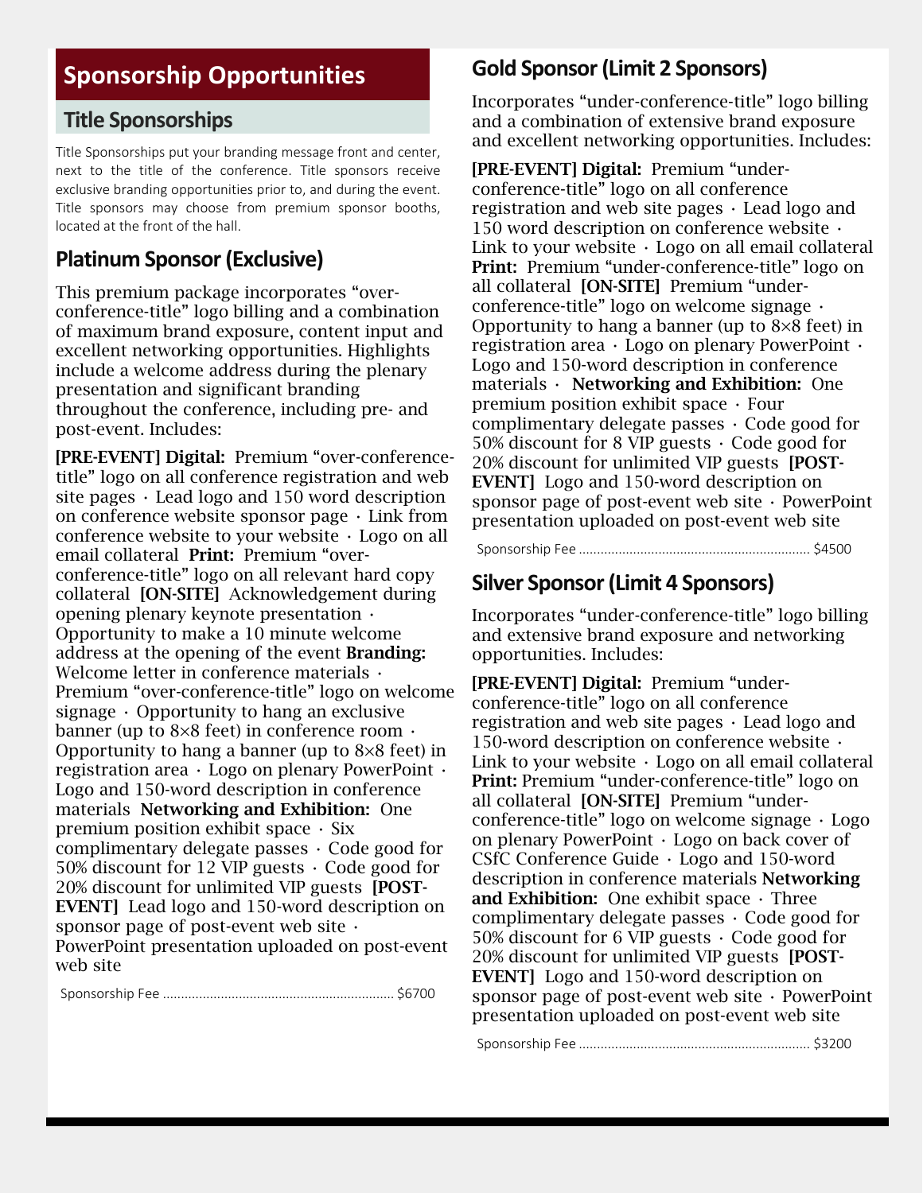# Sponsorship Opportunities

## Title Sponsorships

Title Sponsorships put your branding message front and center, next to the title of the conference. Title sponsors receive exclusive branding opportunities prior to, and during the event. Title sponsors may choose from premium sponsor booths, located at the front of the hall.

### Platinum Sponsor (Exclusive)

This premium package incorporates "over-conference-title" logo billing and a combination of maximum brand exposure, content input and excellent networking opportunities. Highlights include a welcome address during the plenary presentation and significant branding throughout the conference, including pre- and post-event. Includes:

**[PRE-EVENT] Digital:** Premium "over-conference-title" logo on all conference registration and web site pages · Lead logo and 150 word description on conference website sponsor page · Link from conference website to your website · Logo on all email collateral **Print:** Premium "over-conference-title" logo on all relevant hard copy collateral **[ON-SITE]** Acknowledgement during opening plenary keynote presentation · Opportunity to make a 10 minute welcome address at the opening of the event **Branding:** Welcome letter in conference materials · Premium "over-conference-title" logo on welcome signage · Opportunity to hang an exclusive banner (up to 8×8 feet) in conference room · Opportunity to hang a banner (up to 8×8 feet) in registration area · Logo on plenary PowerPoint · Logo and 150-word description in conference materials **Networking and Exhibition:** One premium position exhibit space · Six complimentary delegate passes · Code good for 50% discount for 12 VIP guests · Code good for 20% discount for unlimited VIP guests **[POST-EVENT]** Lead logo and 150-word description on sponsor page of post-event web site · PowerPoint presentation uploaded on post-event web site

Sponsorship Fee ............................................................... $6700

### Gold Sponsor (Limit 2 Sponsors)

Incorporates "under-conference-title" logo billing and a combination of extensive brand exposure and excellent networking opportunities. Includes:

**[PRE-EVENT] Digital:** Premium "under-conference-title" logo on all conference registration and web site pages · Lead logo and 150 word description on conference website · Link to your website · Logo on all email collateral **Print:** Premium "under-conference-title" logo on all collateral **[ON-SITE]** Premium "under-conference-title" logo on welcome signage · Opportunity to hang a banner (up to 8×8 feet) in registration area · Logo on plenary PowerPoint · Logo and 150-word description in conference materials · **Networking and Exhibition:** One premium position exhibit space · Four complimentary delegate passes · Code good for 50% discount for 8 VIP guests · Code good for 20% discount for unlimited VIP guests **[POST-EVENT]** Logo and 150-word description on sponsor page of post-event web site · PowerPoint presentation uploaded on post-event web site

Sponsorship Fee ............................................................... $4500

### Silver Sponsor (Limit 4 Sponsors)

Incorporates "under-conference-title" logo billing and extensive brand exposure and networking opportunities. Includes:

**[PRE-EVENT] Digital:** Premium "under-conference-title" logo on all conference registration and web site pages · Lead logo and 150-word description on conference website · Link to your website · Logo on all email collateral **Print:** Premium "under-conference-title" logo on all collateral **[ON-SITE]** Premium "under-conference-title" logo on welcome signage · Logo on plenary PowerPoint · Logo on back cover of CSfC Conference Guide · Logo and 150-word description in conference materials **Networking and Exhibition:** One exhibit space · Three complimentary delegate passes · Code good for 50% discount for 6 VIP guests · Code good for 20% discount for unlimited VIP guests **[POST-EVENT]** Logo and 150-word description on sponsor page of post-event web site · PowerPoint presentation uploaded on post-event web site

Sponsorship Fee ............................................................... $3200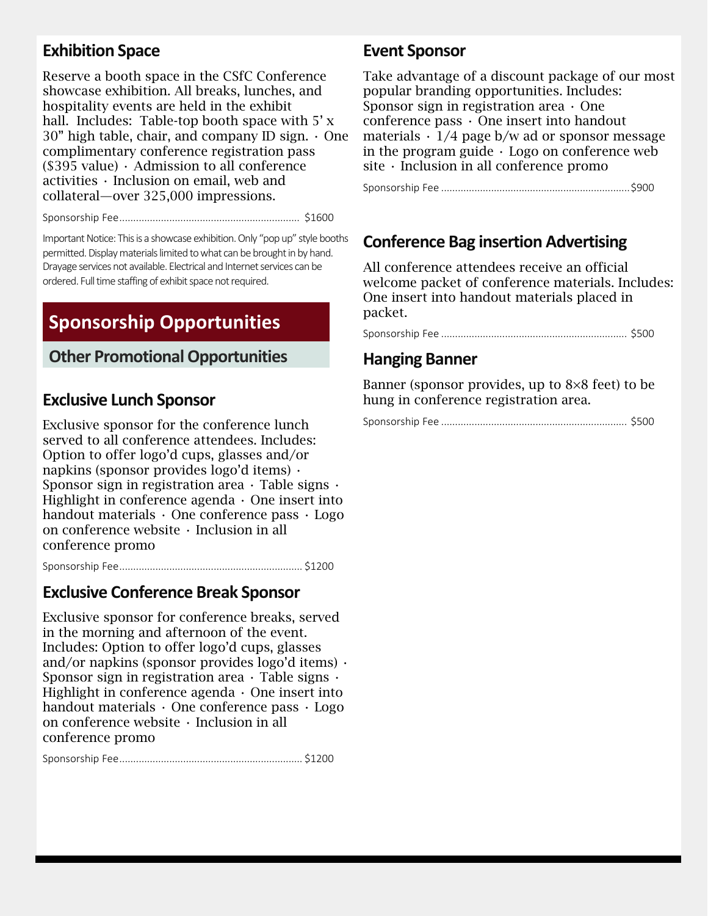## Exhibition Space

Reserve a booth space in the CSfC Conference showcase exhibition. All breaks, lunches, and hospitality events are held in the exhibit hall. Includes: Table-top booth space with 5' x 30" high table, chair, and company ID sign. · One complimentary conference registration pass ($395 value) · Admission to all conference activities · Inclusion on email, web and collateral—over 325,000 impressions.

Sponsorship Fee........................................................ $1600

Important Notice: This is a showcase exhibition. Only "pop up" style booths permitted. Display materials limited to what can be brought in by hand. Drayage services not available. Electrical and Internet services can be ordered. Full time staffing of exhibit space not required.

# Sponsorship Opportunities

## Other Promotional Opportunities

### Exclusive Lunch Sponsor

Exclusive sponsor for the conference lunch served to all conference attendees. Includes: Option to offer logo'd cups, glasses and/or napkins (sponsor provides logo'd items) · Sponsor sign in registration area · Table signs · Highlight in conference agenda · One insert into handout materials · One conference pass · Logo on conference website · Inclusion in all conference promo

Sponsorship Fee........................................................ $1200

### Exclusive Conference Break Sponsor

Exclusive sponsor for conference breaks, served in the morning and afternoon of the event. Includes: Option to offer logo'd cups, glasses and/or napkins (sponsor provides logo'd items) · Sponsor sign in registration area · Table signs · Highlight in conference agenda · One insert into handout materials · One conference pass · Logo on conference website · Inclusion in all conference promo

Sponsorship Fee........................................................ $1200

### Event Sponsor

Take advantage of a discount package of our most popular branding opportunities. Includes: Sponsor sign in registration area · One conference pass · One insert into handout materials · 1/4 page b/w ad or sponsor message in the program guide · Logo on conference web site · Inclusion in all conference promo

Sponsorship Fee........................................................ $900

### Conference Bag insertion Advertising

All conference attendees receive an official welcome packet of conference materials. Includes: One insert into handout materials placed in packet.

Sponsorship Fee........................................................ $500

### Hanging Banner

Banner (sponsor provides, up to 8×8 feet) to be hung in conference registration area.

Sponsorship Fee........................................................ $500